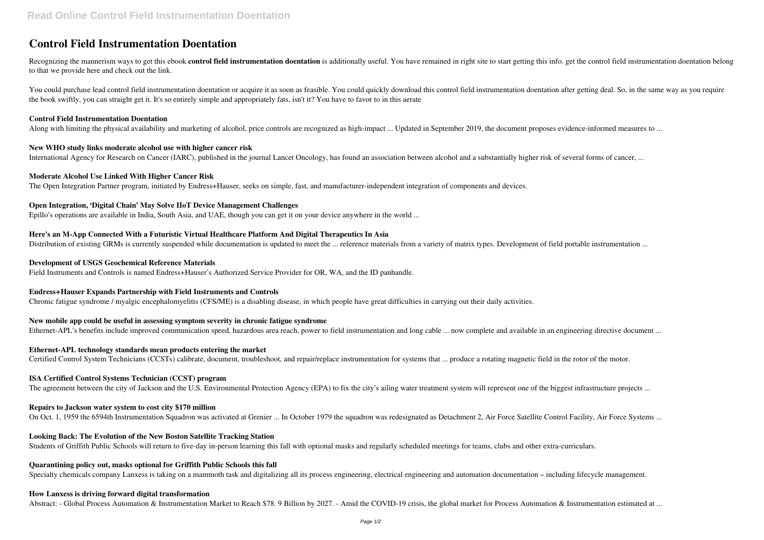# Control Field Instrumentation Doentation

Recognizing the mannerism ways to get this ebook **control field instrumentation doentation** is additionally useful. You have remained in right site to start getting this info. get the control field instrumentation doentation belong to that we provide here and check out the link.

You could purchase lead control field instrumentation doentation or acquire it as soon as feasible. You could quickly download this control field instrumentation doentation after getting deal. So, in the same way as you require the book swiftly, you can straight get it. It's so entirely simple and appropriately fats, isn't it? You have to favor to in this aerate

### Control Field Instrumentation Doentation

Along with limiting the physical availability and marketing of alcohol, price controls are recognized as high-impact ... Updated in September 2019, the document proposes evidence-informed measures to ...

### New WHO study links moderate alcohol use with higher cancer risk

International Agency for Research on Cancer (IARC), published in the journal Lancet Oncology, has found an association between alcohol and a substantially higher risk of several forms of cancer, ...

### Moderate Alcohol Use Linked With Higher Cancer Risk

The Open Integration Partner program, initiated by Endress+Hauser, seeks on simple, fast, and manufacturer-independent integration of components and devices.

### Open Integration, 'Digital Chain' May Solve IIoT Device Management Challenges

Epillo's operations are available in India, South Asia, and UAE, though you can get it on your device anywhere in the world ...

### Here's an M-App Connected With a Futuristic Virtual Healthcare Platform And Digital Therapeutics In Asia

Distribution of existing GRMs is currently suspended while documentation is updated to meet the ... reference materials from a variety of matrix types. Development of field portable instrumentation ...

### Development of USGS Geochemical Reference Materials

Field Instruments and Controls is named Endress+Hauser's Authorized Service Provider for OR, WA, and the ID panhandle.

### Endress+Hauser Expands Partnership with Field Instruments and Controls

Chronic fatigue syndrome / myalgic encephalomyelitis (CFS/ME) is a disabling disease, in which people have great difficulties in carrying out their daily activities.

### New mobile app could be useful in assessing symptom severity in chronic fatigue syndrome

Ethernet-APL's benefits include improved communication speed, hazardous area reach, power to field instrumentation and long cable ... now complete and available in an engineering directive document ...

### Ethernet-APL technology standards mean products entering the market

Certified Control System Technicians (CCSTs) calibrate, document, troubleshoot, and repair/replace instrumentation for systems that ... produce a rotating magnetic field in the rotor of the motor.

### ISA Certified Control Systems Technician (CCST) program

The agreement between the city of Jackson and the U.S. Environmental Protection Agency (EPA) to fix the city's ailing water treatment system will represent one of the biggest infrastructure projects ...

### Repairs to Jackson water system to cost city $170 million

On Oct. 1, 1959 the 6594th Instrumentation Squadron was activated at Grenier ... In October 1979 the squadron was redesignated as Detachment 2, Air Force Satellite Control Facility, Air Force Systems ...

### Looking Back: The Evolution of the New Boston Satellite Tracking Station

Students of Griffith Public Schools will return to five-day in-person learning this fall with optional masks and regularly scheduled meetings for teams, clubs and other extra-curriculars.

### Quarantining policy out, masks optional for Griffith Public Schools this fall

Specialty chemicals company Lanxess is taking on a mammoth task and digitalizing all its process engineering, electrical engineering and automation documentation – including lifecycle management.

### How Lanxess is driving forward digital transformation

Abstract: - Global Process Automation & Instrumentation Market to Reach $78. 9 Billion by 2027. - Amid the COVID-19 crisis, the global market for Process Automation & Instrumentation estimated at ...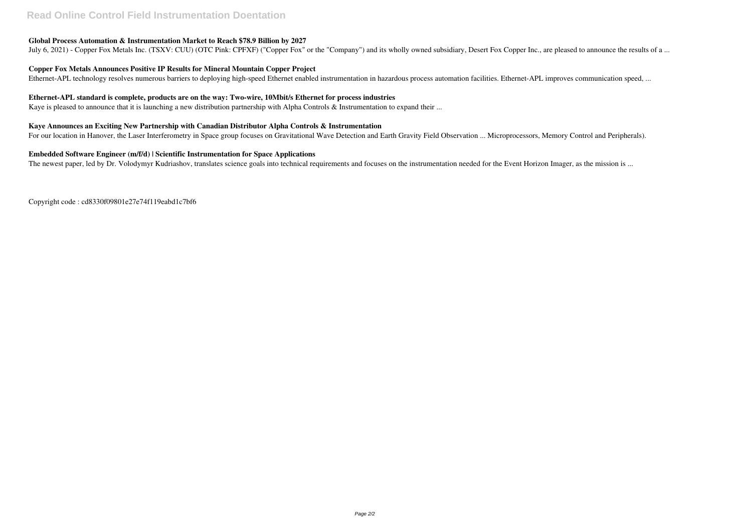**Global Process Automation & Instrumentation Market to Reach $78.9 Billion by 2027**

July 6, 2021) - Copper Fox Metals Inc. (TSXV: CUU) (OTC Pink: CPFXF) ("Copper Fox" or the "Company") and its wholly owned subsidiary, Desert Fox Copper Inc., are pleased to announce the results of a ...

**Copper Fox Metals Announces Positive IP Results for Mineral Mountain Copper Project**

Ethernet-APL technology resolves numerous barriers to deploying high-speed Ethernet enabled instrumentation in hazardous process automation facilities. Ethernet-APL improves communication speed, ...

**Ethernet-APL standard is complete, products are on the way: Two-wire, 10Mbit/s Ethernet for process industries**

Kaye is pleased to announce that it is launching a new distribution partnership with Alpha Controls & Instrumentation to expand their ...

**Kaye Announces an Exciting New Partnership with Canadian Distributor Alpha Controls & Instrumentation**

For our location in Hanover, the Laser Interferometry in Space group focuses on Gravitational Wave Detection and Earth Gravity Field Observation ... Microprocessors, Memory Control and Peripherals).

**Embedded Software Engineer (m/f/d) | Scientific Instrumentation for Space Applications**

The newest paper, led by Dr. Volodymyr Kudriashov, translates science goals into technical requirements and focuses on the instrumentation needed for the Event Horizon Imager, as the mission is ...

Copyright code : cd8330f09801e27e74f119eabd1c7bf6